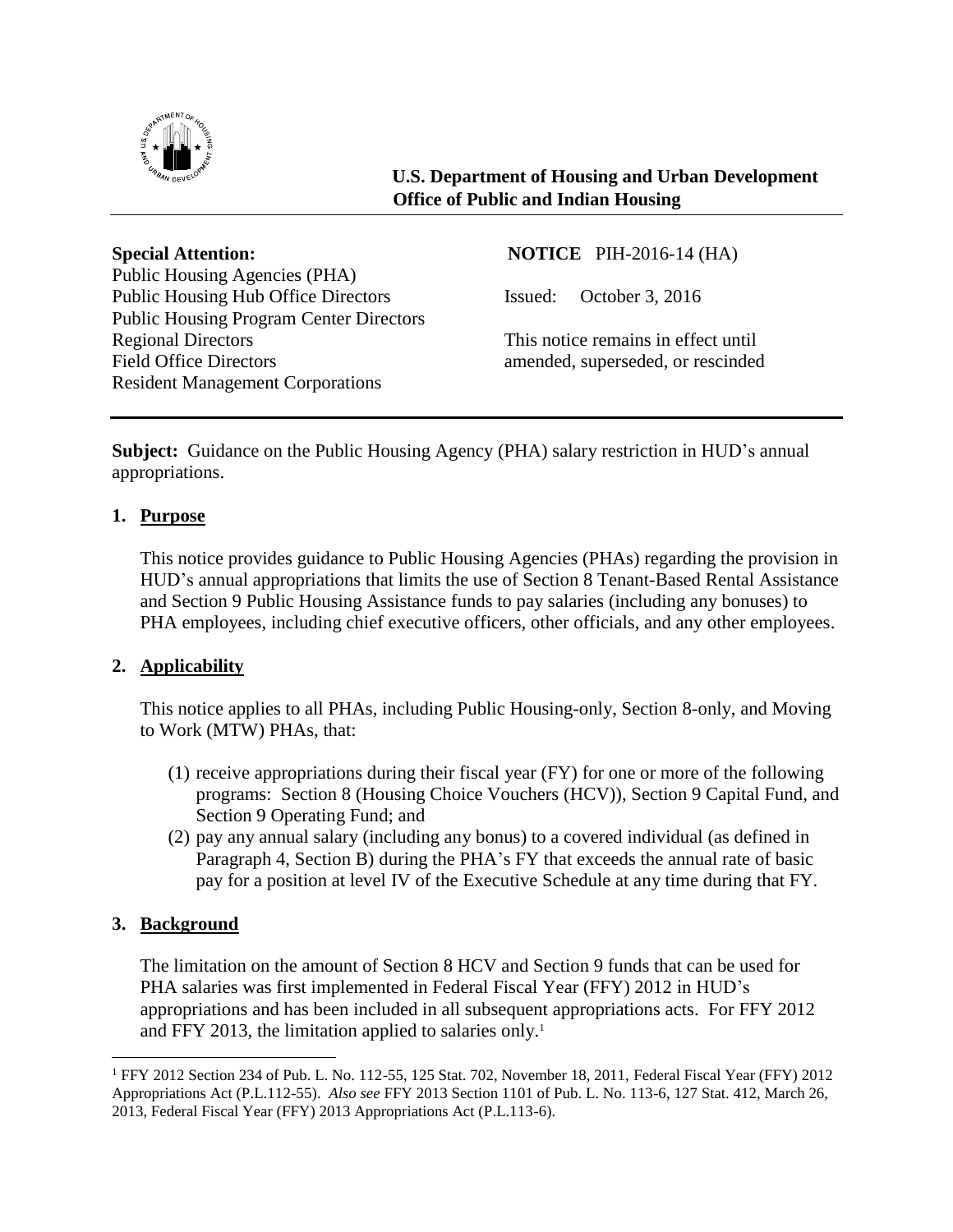**U.S. Department of Housing and Urban Development**
**Office of Public and Indian Housing**

---

**Special Attention:**
Public Housing Agencies (PHA)
Public Housing Hub Office Directors
Public Housing Program Center Directors
Regional Directors
Field Office Directors
Resident Management Corporations

**NOTICE** PIH-2016-14 (HA)

Issued: October 3, 2016

This notice remains in effect until amended, superseded, or rescinded

---

**Subject:** Guidance on the Public Housing Agency (PHA) salary restriction in HUD's annual appropriations.

## 1. Purpose

This notice provides guidance to Public Housing Agencies (PHAs) regarding the provision in HUD's annual appropriations that limits the use of Section 8 Tenant-Based Rental Assistance and Section 9 Public Housing Assistance funds to pay salaries (including any bonuses) to PHA employees, including chief executive officers, other officials, and any other employees.

## 2. Applicability

This notice applies to all PHAs, including Public Housing-only, Section 8-only, and Moving to Work (MTW) PHAs, that:

(1) receive appropriations during their fiscal year (FY) for one or more of the following programs: Section 8 (Housing Choice Vouchers (HCV)), Section 9 Capital Fund, and Section 9 Operating Fund; and
(2) pay any annual salary (including any bonus) to a covered individual (as defined in Paragraph 4, Section B) during the PHA's FY that exceeds the annual rate of basic pay for a position at level IV of the Executive Schedule at any time during that FY.

## 3. Background

The limitation on the amount of Section 8 HCV and Section 9 funds that can be used for PHA salaries was first implemented in Federal Fiscal Year (FFY) 2012 in HUD's appropriations and has been included in all subsequent appropriations acts. For FFY 2012 and FFY 2013, the limitation applied to salaries only.[1]

---

[1] FFY 2012 Section 234 of Pub. L. No. 112-55, 125 Stat. 702, November 18, 2011, Federal Fiscal Year (FFY) 2012 Appropriations Act (P.L.112-55). *Also see* FFY 2013 Section 1101 of Pub. L. No. 113-6, 127 Stat. 412, March 26, 2013, Federal Fiscal Year (FFY) 2013 Appropriations Act (P.L.113-6).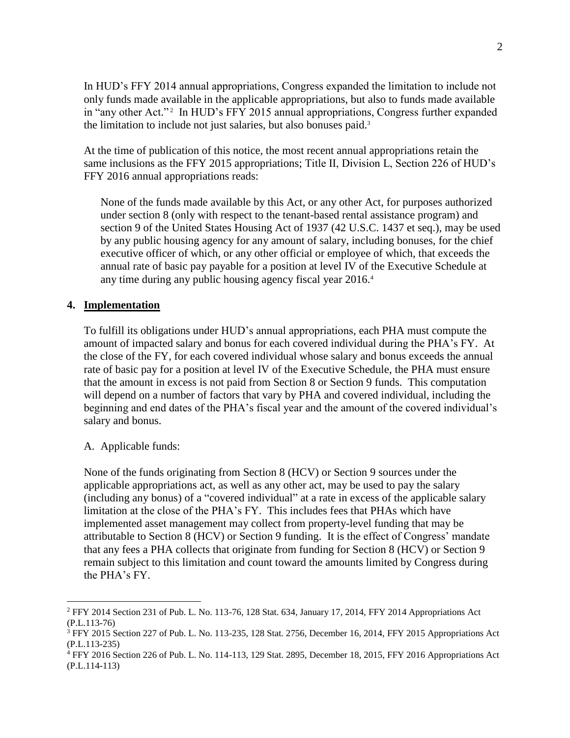In HUD's FFY 2014 annual appropriations, Congress expanded the limitation to include not only funds made available in the applicable appropriations, but also to funds made available in "any other Act."[2] In HUD's FFY 2015 annual appropriations, Congress further expanded the limitation to include not just salaries, but also bonuses paid.[3]

At the time of publication of this notice, the most recent annual appropriations retain the same inclusions as the FFY 2015 appropriations; Title II, Division L, Section 226 of HUD's FFY 2016 annual appropriations reads:

> None of the funds made available by this Act, or any other Act, for purposes authorized under section 8 (only with respect to the tenant-based rental assistance program) and section 9 of the United States Housing Act of 1937 (42 U.S.C. 1437 et seq.), may be used by any public housing agency for any amount of salary, including bonuses, for the chief executive officer of which, or any other official or employee of which, that exceeds the annual rate of basic pay payable for a position at level IV of the Executive Schedule at any time during any public housing agency fiscal year 2016.[4]

## 4. Implementation

To fulfill its obligations under HUD's annual appropriations, each PHA must compute the amount of impacted salary and bonus for each covered individual during the PHA's FY. At the close of the FY, for each covered individual whose salary and bonus exceeds the annual rate of basic pay for a position at level IV of the Executive Schedule, the PHA must ensure that the amount in excess is not paid from Section 8 or Section 9 funds. This computation will depend on a number of factors that vary by PHA and covered individual, including the beginning and end dates of the PHA's fiscal year and the amount of the covered individual's salary and bonus.

A. Applicable funds:

None of the funds originating from Section 8 (HCV) or Section 9 sources under the applicable appropriations act, as well as any other act, may be used to pay the salary (including any bonus) of a "covered individual" at a rate in excess of the applicable salary limitation at the close of the PHA's FY. This includes fees that PHAs which have implemented asset management may collect from property-level funding that may be attributable to Section 8 (HCV) or Section 9 funding. It is the effect of Congress' mandate that any fees a PHA collects that originate from funding for Section 8 (HCV) or Section 9 remain subject to this limitation and count toward the amounts limited by Congress during the PHA's FY.

---

[2] FFY 2014 Section 231 of Pub. L. No. 113-76, 128 Stat. 634, January 17, 2014, FFY 2014 Appropriations Act (P.L.113-76)

[3] FFY 2015 Section 227 of Pub. L. No. 113-235, 128 Stat. 2756, December 16, 2014, FFY 2015 Appropriations Act (P.L.113-235)

[4] FFY 2016 Section 226 of Pub. L. No. 114-113, 129 Stat. 2895, December 18, 2015, FFY 2016 Appropriations Act (P.L.114-113)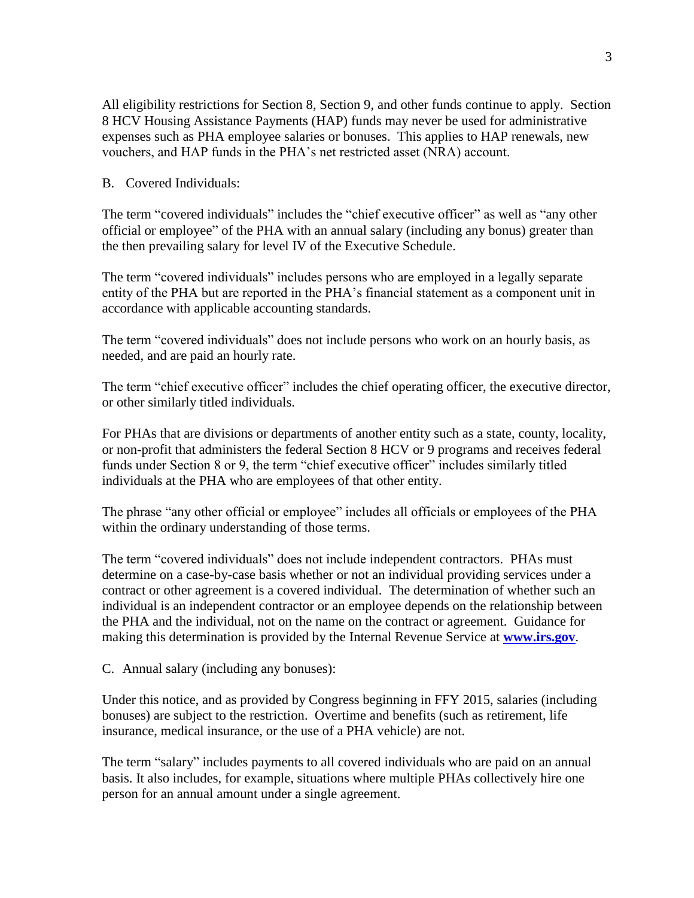All eligibility restrictions for Section 8, Section 9, and other funds continue to apply. Section 8 HCV Housing Assistance Payments (HAP) funds may never be used for administrative expenses such as PHA employee salaries or bonuses. This applies to HAP renewals, new vouchers, and HAP funds in the PHA's net restricted asset (NRA) account.

B. Covered Individuals:

The term "covered individuals" includes the "chief executive officer" as well as "any other official or employee" of the PHA with an annual salary (including any bonus) greater than the then prevailing salary for level IV of the Executive Schedule.

The term "covered individuals" includes persons who are employed in a legally separate entity of the PHA but are reported in the PHA's financial statement as a component unit in accordance with applicable accounting standards.

The term "covered individuals" does not include persons who work on an hourly basis, as needed, and are paid an hourly rate.

The term "chief executive officer" includes the chief operating officer, the executive director, or other similarly titled individuals.

For PHAs that are divisions or departments of another entity such as a state, county, locality, or non-profit that administers the federal Section 8 HCV or 9 programs and receives federal funds under Section 8 or 9, the term "chief executive officer" includes similarly titled individuals at the PHA who are employees of that other entity.

The phrase "any other official or employee" includes all officials or employees of the PHA within the ordinary understanding of those terms.

The term "covered individuals" does not include independent contractors. PHAs must determine on a case-by-case basis whether or not an individual providing services under a contract or other agreement is a covered individual. The determination of whether such an individual is an independent contractor or an employee depends on the relationship between the PHA and the individual, not on the name on the contract or agreement. Guidance for making this determination is provided by the Internal Revenue Service at **www.irs.gov**.

C. Annual salary (including any bonuses):

Under this notice, and as provided by Congress beginning in FFY 2015, salaries (including bonuses) are subject to the restriction. Overtime and benefits (such as retirement, life insurance, medical insurance, or the use of a PHA vehicle) are not.

The term "salary" includes payments to all covered individuals who are paid on an annual basis. It also includes, for example, situations where multiple PHAs collectively hire one person for an annual amount under a single agreement.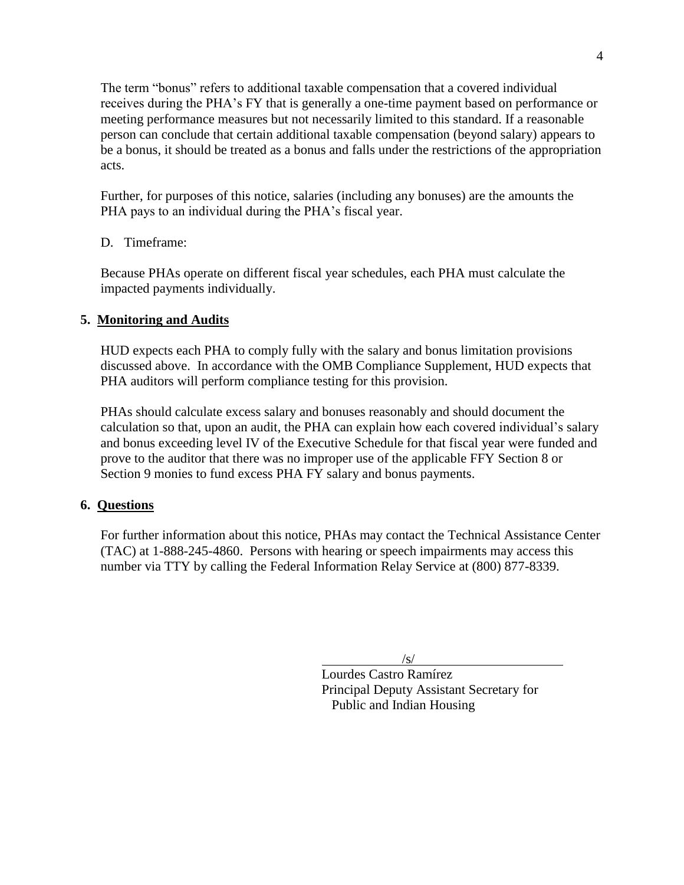The term "bonus" refers to additional taxable compensation that a covered individual receives during the PHA's FY that is generally a one-time payment based on performance or meeting performance measures but not necessarily limited to this standard. If a reasonable person can conclude that certain additional taxable compensation (beyond salary) appears to be a bonus, it should be treated as a bonus and falls under the restrictions of the appropriation acts.

Further, for purposes of this notice, salaries (including any bonuses) are the amounts the PHA pays to an individual during the PHA's fiscal year.

D. Timeframe:

Because PHAs operate on different fiscal year schedules, each PHA must calculate the impacted payments individually.

## 5. Monitoring and Audits

HUD expects each PHA to comply fully with the salary and bonus limitation provisions discussed above. In accordance with the OMB Compliance Supplement, HUD expects that PHA auditors will perform compliance testing for this provision.

PHAs should calculate excess salary and bonuses reasonably and should document the calculation so that, upon an audit, the PHA can explain how each covered individual's salary and bonus exceeding level IV of the Executive Schedule for that fiscal year were funded and prove to the auditor that there was no improper use of the applicable FFY Section 8 or Section 9 monies to fund excess PHA FY salary and bonus payments.

## 6. Questions

For further information about this notice, PHAs may contact the Technical Assistance Center (TAC) at 1-888-245-4860. Persons with hearing or speech impairments may access this number via TTY by calling the Federal Information Relay Service at (800) 877-8339.

/s/

Lourdes Castro Ramírez
Principal Deputy Assistant Secretary for
Public and Indian Housing